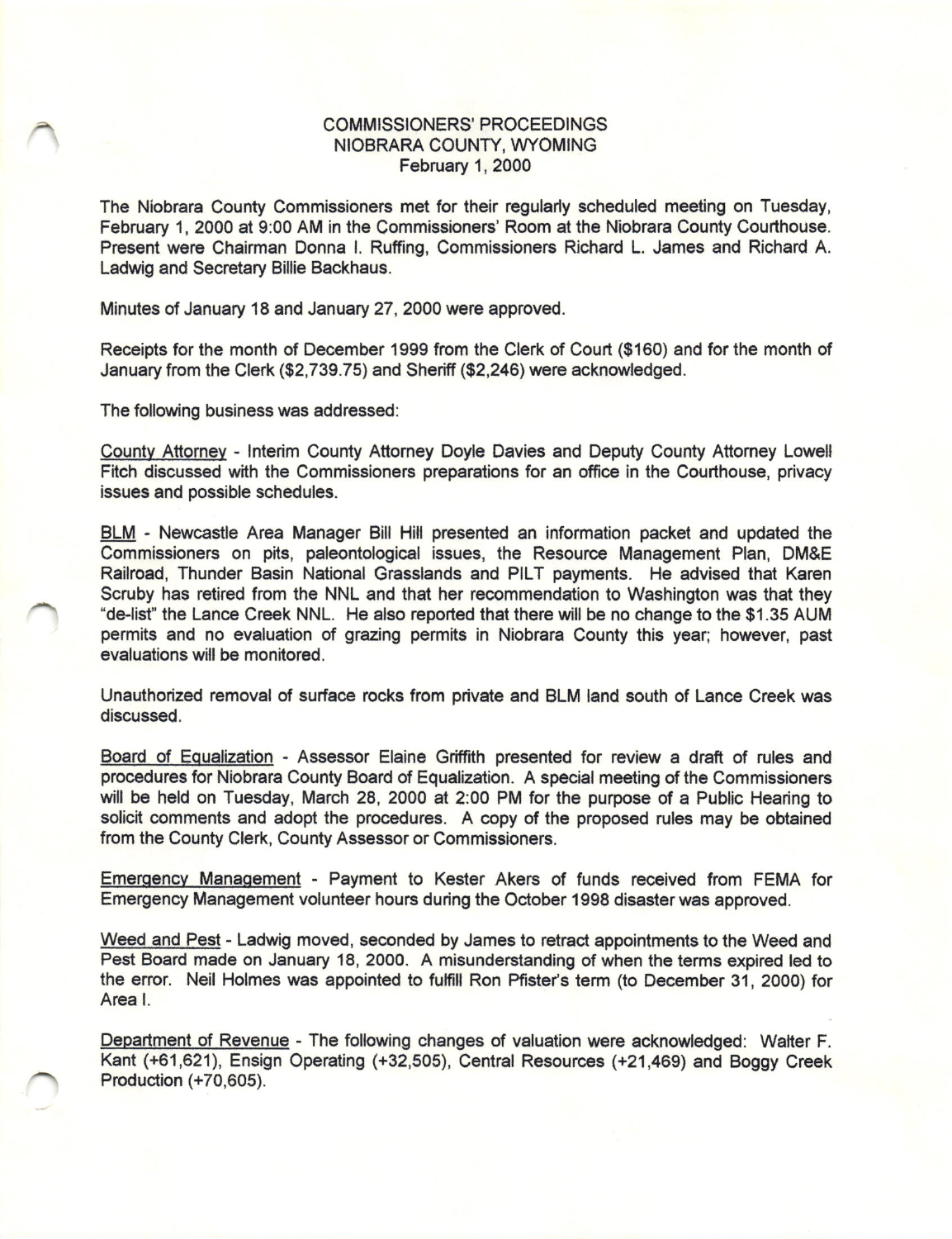# COMMISSIONERS' PROCEEDINGS
## NIOBRARA COUNTY, WYOMING
### February 1, 2000

The Niobrara County Commissioners met for their regularly scheduled meeting on Tuesday, February 1, 2000 at 9:00 AM in the Commissioners' Room at the Niobrara County Courthouse. Present were Chairman Donna I. Ruffing, Commissioners Richard L. James and Richard A. Ladwig and Secretary Billie Backhaus.

Minutes of January 18 and January 27, 2000 were approved.

Receipts for the month of December 1999 from the Clerk of Court ($160) and for the month of January from the Clerk ($2,739.75) and Sheriff ($2,246) were acknowledged.

The following business was addressed:

County Attorney - Interim County Attorney Doyle Davies and Deputy County Attorney Lowell Fitch discussed with the Commissioners preparations for an office in the Courthouse, privacy issues and possible schedules.

BLM - Newcastle Area Manager Bill Hill presented an information packet and updated the Commissioners on pits, paleontological issues, the Resource Management Plan, DM&E Railroad, Thunder Basin National Grasslands and PILT payments. He advised that Karen Scruby has retired from the NNL and that her recommendation to Washington was that they "de-list" the Lance Creek NNL. He also reported that there will be no change to the $1.35 AUM permits and no evaluation of grazing permits in Niobrara County this year; however, past evaluations will be monitored.

Unauthorized removal of surface rocks from private and BLM land south of Lance Creek was discussed.

Board of Equalization - Assessor Elaine Griffith presented for review a draft of rules and procedures for Niobrara County Board of Equalization. A special meeting of the Commissioners will be held on Tuesday, March 28, 2000 at 2:00 PM for the purpose of a Public Hearing to solicit comments and adopt the procedures. A copy of the proposed rules may be obtained from the County Clerk, County Assessor or Commissioners.

Emergency Management - Payment to Kester Akers of funds received from FEMA for Emergency Management volunteer hours during the October 1998 disaster was approved.

Weed and Pest - Ladwig moved, seconded by James to retract appointments to the Weed and Pest Board made on January 18, 2000. A misunderstanding of when the terms expired led to the error. Neil Holmes was appointed to fulfill Ron Pfister's term (to December 31, 2000) for Area I.

Department of Revenue - The following changes of valuation were acknowledged: Walter F. Kant (+61,621), Ensign Operating (+32,505), Central Resources (+21,469) and Boggy Creek Production (+70,605).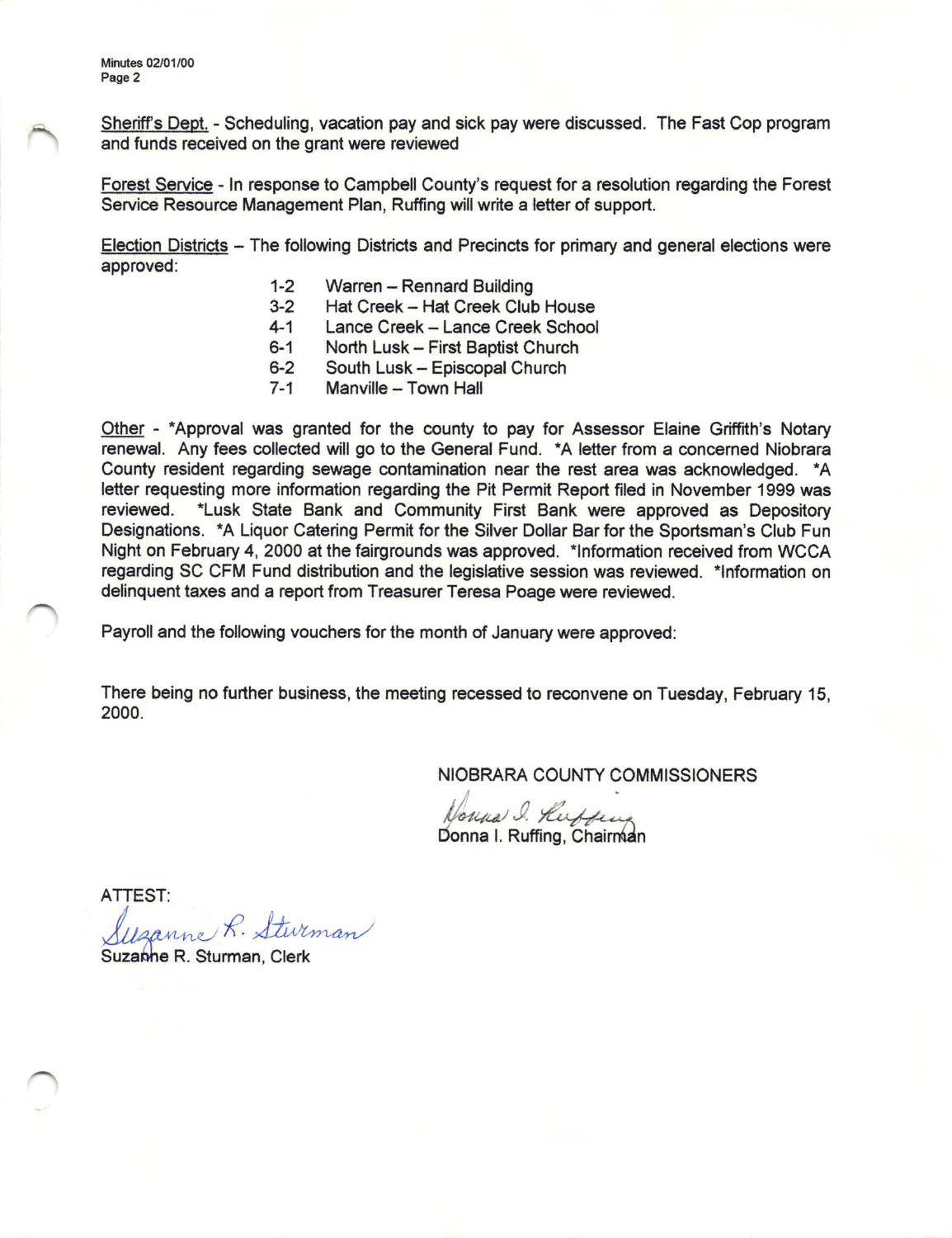<u>Sheriff's Dept.</u> - Scheduling, vacation pay and sick pay were discussed. The Fast Cop program and funds received on the grant were reviewed

<u>Forest Service</u> - In response to Campbell County's request for a resolution regarding the Forest Service Resource Management Plan, Ruffing will write a letter of support.

<u>Election Districts</u> – The following Districts and Precincts for primary and general elections were approved:

| | |
|---|---|
| 1-2 | Warren – Rennard Building |
| 3-2 | Hat Creek – Hat Creek Club House |
| 4-1 | Lance Creek – Lance Creek School |
| 6-1 | North Lusk – First Baptist Church |
| 6-2 | South Lusk – Episcopal Church |
| 7-1 | Manville – Town Hall |

<u>Other</u> - *Approval was granted for the county to pay for Assessor Elaine Griffith's Notary renewal. Any fees collected will go to the General Fund. *A letter from a concerned Niobrara County resident regarding sewage contamination near the rest area was acknowledged. *A letter requesting more information regarding the Pit Permit Report filed in November 1999 was reviewed. *Lusk State Bank and Community First Bank were approved as Depository Designations. *A Liquor Catering Permit for the Silver Dollar Bar for the Sportsman's Club Fun Night on February 4, 2000 at the fairgrounds was approved. *Information received from WCCA regarding SC CFM Fund distribution and the legislative session was reviewed. *Information on delinquent taxes and a report from Treasurer Teresa Poage were reviewed.

Payroll and the following vouchers for the month of January were approved:

There being no further business, the meeting recessed to reconvene on Tuesday, February 15, 2000.

NIOBRARA COUNTY COMMISSIONERS

Donna I. Ruffing, Chairman

ATTEST:

Suzanne R. Sturman, Clerk